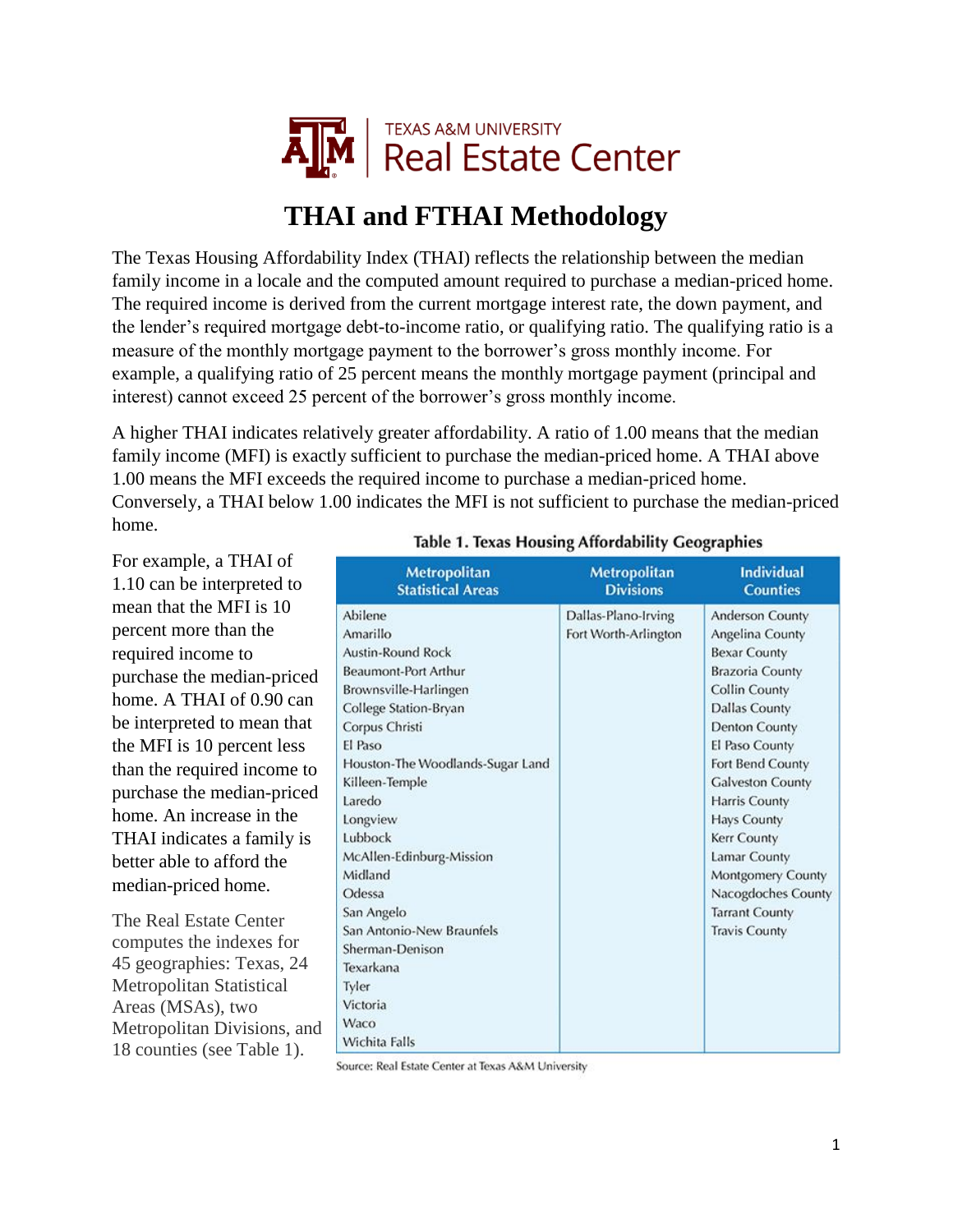TEXAS A&M UNIVERSITY
Real Estate Center

# THAI and FTHAI Methodology

The Texas Housing Affordability Index (THAI) reflects the relationship between the median family income in a locale and the computed amount required to purchase a median-priced home. The required income is derived from the current mortgage interest rate, the down payment, and the lender's required mortgage debt-to-income ratio, or qualifying ratio. The qualifying ratio is a measure of the monthly mortgage payment to the borrower's gross monthly income. For example, a qualifying ratio of 25 percent means the monthly mortgage payment (principal and interest) cannot exceed 25 percent of the borrower's gross monthly income.

A higher THAI indicates relatively greater affordability. A ratio of 1.00 means that the median family income (MFI) is exactly sufficient to purchase the median-priced home. A THAI above 1.00 means the MFI exceeds the required income to purchase a median-priced home. Conversely, a THAI below 1.00 indicates the MFI is not sufficient to purchase the median-priced home.

For example, a THAI of 1.10 can be interpreted to mean that the MFI is 10 percent more than the required income to purchase the median-priced home. A THAI of 0.90 can be interpreted to mean that the MFI is 10 percent less than the required income to purchase the median-priced home. An increase in the THAI indicates a family is better able to afford the median-priced home.

The Real Estate Center computes the indexes for 45 geographies: Texas, 24 Metropolitan Statistical Areas (MSAs), two Metropolitan Divisions, and 18 counties (see Table 1).

**Table 1. Texas Housing Affordability Geographies**

| Metropolitan Statistical Areas | Metropolitan Divisions | Individual Counties |
|---|---|---|
| Abilene | Dallas-Plano-Irving | Anderson County |
| Amarillo | Fort Worth-Arlington | Angelina County |
| Austin-Round Rock | | Bexar County |
| Beaumont-Port Arthur | | Brazoria County |
| Brownsville-Harlingen | | Collin County |
| College Station-Bryan | | Dallas County |
| Corpus Christi | | Denton County |
| El Paso | | El Paso County |
| Houston-The Woodlands-Sugar Land | | Fort Bend County |
| Killeen-Temple | | Galveston County |
| Laredo | | Harris County |
| Longview | | Hays County |
| Lubbock | | Kerr County |
| McAllen-Edinburg-Mission | | Lamar County |
| Midland | | Montgomery County |
| Odessa | | Nacogdoches County |
| San Angelo | | Tarrant County |
| San Antonio-New Braunfels | | Travis County |
| Sherman-Denison | | |
| Texarkana | | |
| Tyler | | |
| Victoria | | |
| Waco | | |
| Wichita Falls | | |

Source: Real Estate Center at Texas A&M University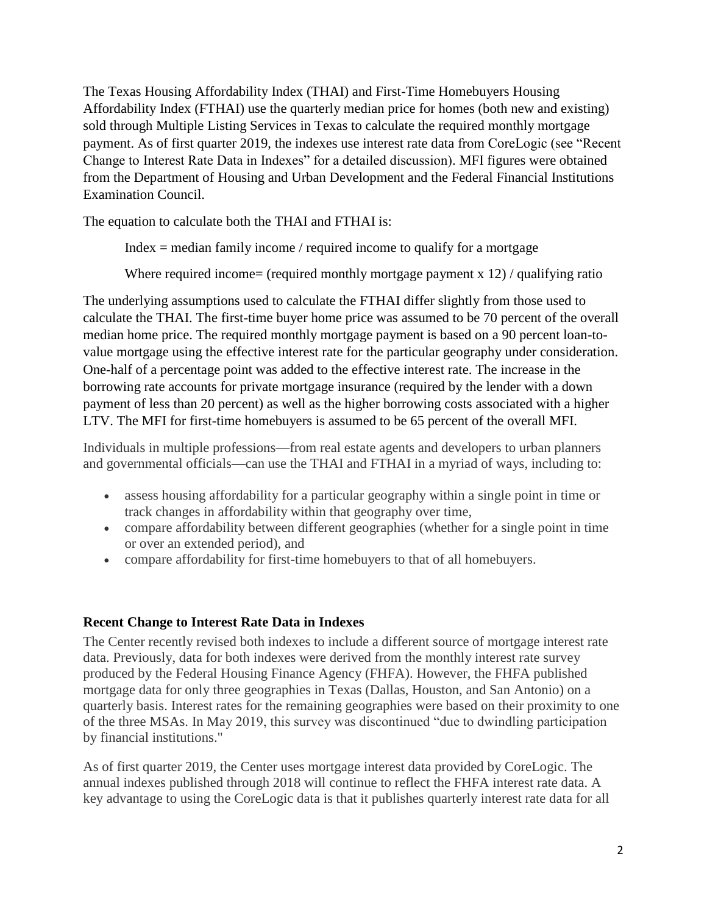The Texas Housing Affordability Index (THAI) and First-Time Homebuyers Housing Affordability Index (FTHAI) use the quarterly median price for homes (both new and existing) sold through Multiple Listing Services in Texas to calculate the required monthly mortgage payment. As of first quarter 2019, the indexes use interest rate data from CoreLogic (see "Recent Change to Interest Rate Data in Indexes" for a detailed discussion). MFI figures were obtained from the Department of Housing and Urban Development and the Federal Financial Institutions Examination Council.

The equation to calculate both the THAI and FTHAI is:

> Index = median family income / required income to qualify for a mortgage
>
> Where required income= (required monthly mortgage payment x 12) / qualifying ratio

The underlying assumptions used to calculate the FTHAI differ slightly from those used to calculate the THAI. The first-time buyer home price was assumed to be 70 percent of the overall median home price. The required monthly mortgage payment is based on a 90 percent loan-to-value mortgage using the effective interest rate for the particular geography under consideration. One-half of a percentage point was added to the effective interest rate. The increase in the borrowing rate accounts for private mortgage insurance (required by the lender with a down payment of less than 20 percent) as well as the higher borrowing costs associated with a higher LTV. The MFI for first-time homebuyers is assumed to be 65 percent of the overall MFI.

Individuals in multiple professions—from real estate agents and developers to urban planners and governmental officials—can use the THAI and FTHAI in a myriad of ways, including to:

- assess housing affordability for a particular geography within a single point in time or track changes in affordability within that geography over time,
- compare affordability between different geographies (whether for a single point in time or over an extended period), and
- compare affordability for first-time homebuyers to that of all homebuyers.

## Recent Change to Interest Rate Data in Indexes

The Center recently revised both indexes to include a different source of mortgage interest rate data. Previously, data for both indexes were derived from the monthly interest rate survey produced by the Federal Housing Finance Agency (FHFA). However, the FHFA published mortgage data for only three geographies in Texas (Dallas, Houston, and San Antonio) on a quarterly basis. Interest rates for the remaining geographies were based on their proximity to one of the three MSAs. In May 2019, this survey was discontinued "due to dwindling participation by financial institutions."

As of first quarter 2019, the Center uses mortgage interest data provided by CoreLogic. The annual indexes published through 2018 will continue to reflect the FHFA interest rate data. A key advantage to using the CoreLogic data is that it publishes quarterly interest rate data for all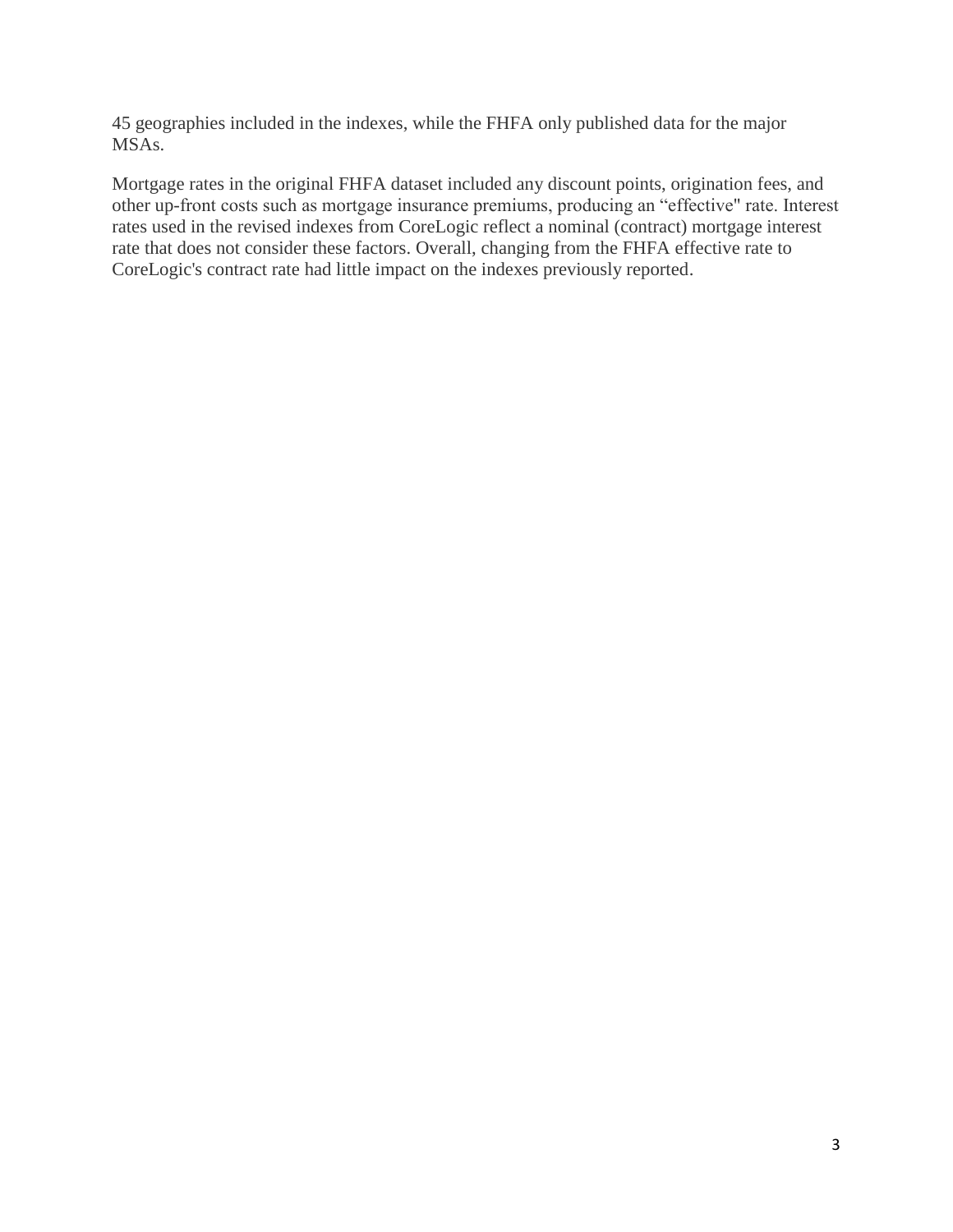45 geographies included in the indexes, while the FHFA only published data for the major MSAs.

Mortgage rates in the original FHFA dataset included any discount points, origination fees, and other up-front costs such as mortgage insurance premiums, producing an "effective" rate. Interest rates used in the revised indexes from CoreLogic reflect a nominal (contract) mortgage interest rate that does not consider these factors. Overall, changing from the FHFA effective rate to CoreLogic's contract rate had little impact on the indexes previously reported.